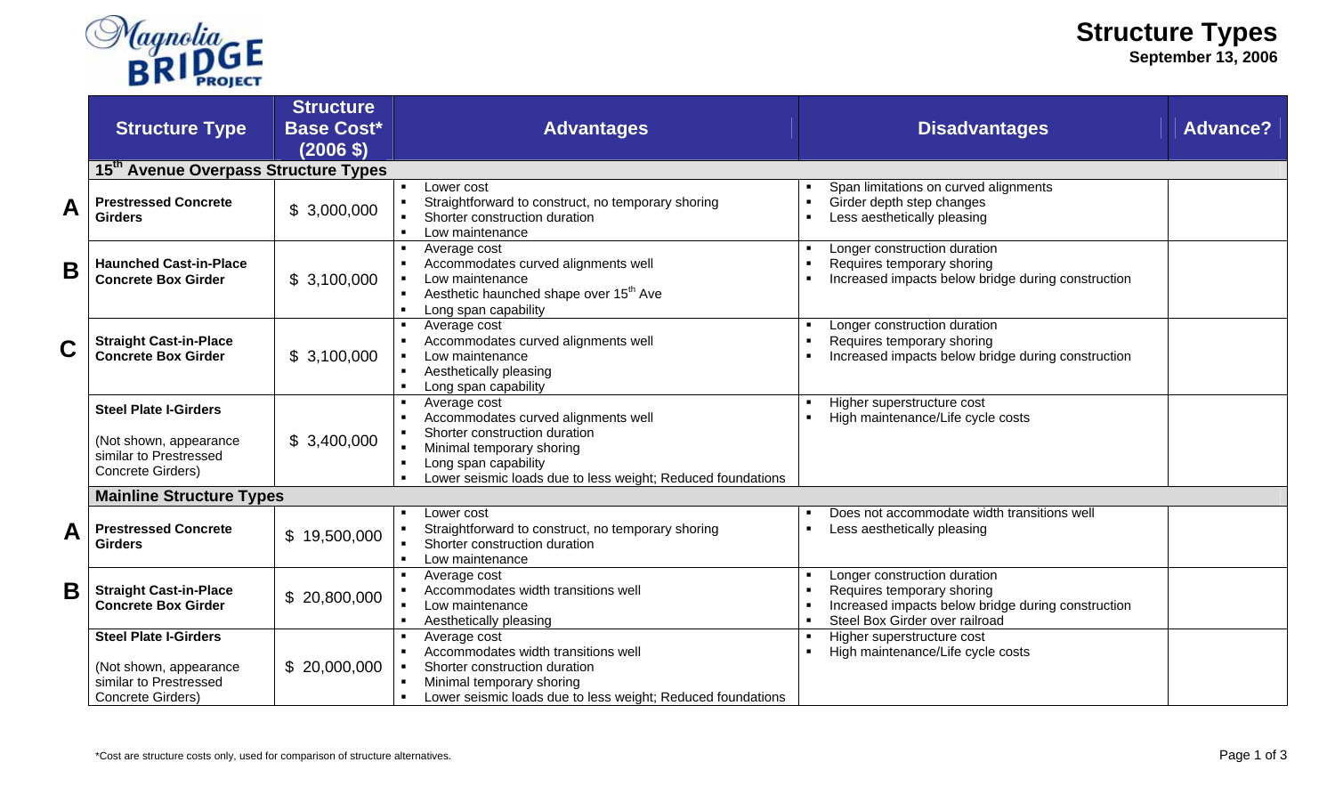Magnolia BRIDGE PROJECT

# Structure Types

**September 13, 2006**

| | Structure Type | Structure Base Cost* (2006 $) | Advantages | Disadvantages | Advance? |
|---|---|---|---|---|---|
| | **15th Avenue Overpass Structure Types** | | | | |
| **A** | **Prestressed Concrete Girders** | $ 3,000,000 | • Lower cost<br>• Straightforward to construct, no temporary shoring<br>• Shorter construction duration<br>• Low maintenance | • Span limitations on curved alignments<br>• Girder depth step changes<br>• Less aesthetically pleasing | |
| **B** | **Haunched Cast-in-Place Concrete Box Girder** | $ 3,100,000 | • Average cost<br>• Accommodates curved alignments well<br>• Low maintenance<br>• Aesthetic haunched shape over 15th Ave<br>• Long span capability | • Longer construction duration<br>• Requires temporary shoring<br>• Increased impacts below bridge during construction | |
| **C** | **Straight Cast-in-Place Concrete Box Girder** | $ 3,100,000 | • Average cost<br>• Accommodates curved alignments well<br>• Low maintenance<br>• Aesthetically pleasing<br>• Long span capability | • Longer construction duration<br>• Requires temporary shoring<br>• Increased impacts below bridge during construction | |
| | **Steel Plate I-Girders**<br><br>(Not shown, appearance similar to Prestressed Concrete Girders) | $ 3,400,000 | • Average cost<br>• Accommodates curved alignments well<br>• Shorter construction duration<br>• Minimal temporary shoring<br>• Long span capability<br>• Lower seismic loads due to less weight; Reduced foundations | • Higher superstructure cost<br>• High maintenance/Life cycle costs | |
| | **Mainline Structure Types** | | | | |
| **A** | **Prestressed Concrete Girders** | $ 19,500,000 | • Lower cost<br>• Straightforward to construct, no temporary shoring<br>• Shorter construction duration<br>• Low maintenance | • Does not accommodate width transitions well<br>• Less aesthetically pleasing | |
| **B** | **Straight Cast-in-Place Concrete Box Girder** | $ 20,800,000 | • Average cost<br>• Accommodates width transitions well<br>• Low maintenance<br>• Aesthetically pleasing | • Longer construction duration<br>• Requires temporary shoring<br>• Increased impacts below bridge during construction<br>• Steel Box Girder over railroad | |
| | **Steel Plate I-Girders**<br><br>(Not shown, appearance similar to Prestressed Concrete Girders) | $ 20,000,000 | • Average cost<br>• Accommodates width transitions well<br>• Shorter construction duration<br>• Minimal temporary shoring<br>• Lower seismic loads due to less weight; Reduced foundations | • Higher superstructure cost<br>• High maintenance/Life cycle costs | |

*Cost are structure costs only, used for comparison of structure alternatives.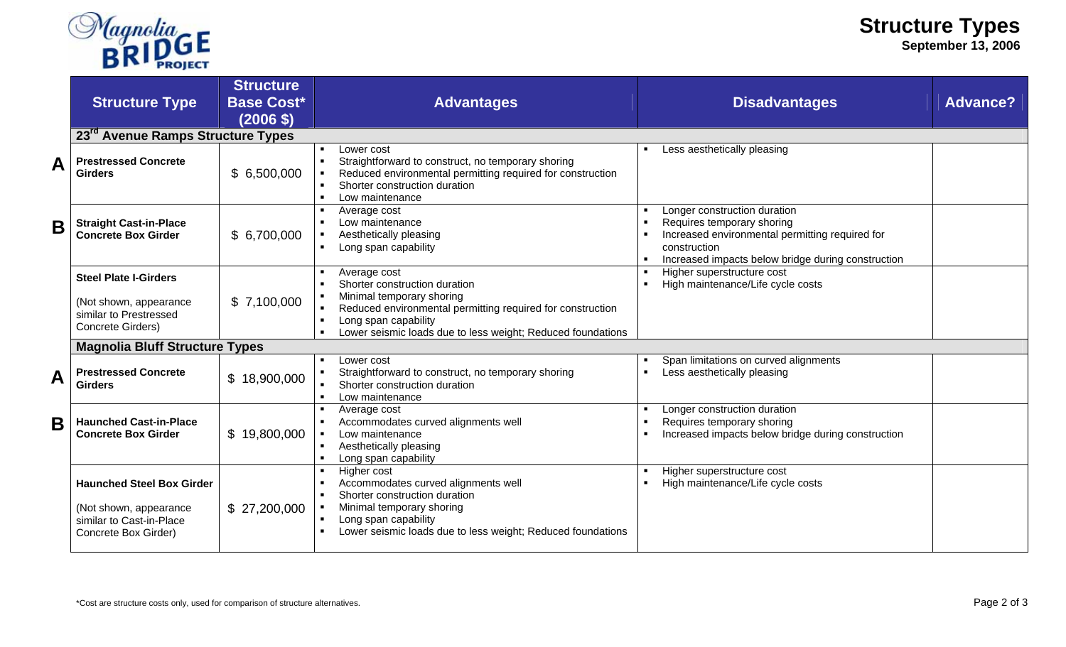# Structure Types

**September 13, 2006**

| | Structure Type | Structure Base Cost* (2006 $) | Advantages | Disadvantages | Advance? |
|---|---|---|---|---|---|
| | **23rd Avenue Ramps Structure Types** | | | | |
| **A** | **Prestressed Concrete Girders** | $ 6,500,000 | ▪ Lower cost<br>▪ Straightforward to construct, no temporary shoring<br>▪ Reduced environmental permitting required for construction<br>▪ Shorter construction duration<br>▪ Low maintenance | ▪ Less aesthetically pleasing | |
| **B** | **Straight Cast-in-Place Concrete Box Girder** | $ 6,700,000 | ▪ Average cost<br>▪ Low maintenance<br>▪ Aesthetically pleasing<br>▪ Long span capability | ▪ Longer construction duration<br>▪ Requires temporary shoring<br>▪ Increased environmental permitting required for construction<br>▪ Increased impacts below bridge during construction | |
| | **Steel Plate I-Girders**<br><br>(Not shown, appearance similar to Prestressed Concrete Girders) | $ 7,100,000 | ▪ Average cost<br>▪ Shorter construction duration<br>▪ Minimal temporary shoring<br>▪ Reduced environmental permitting required for construction<br>▪ Long span capability<br>▪ Lower seismic loads due to less weight; Reduced foundations | ▪ Higher superstructure cost<br>▪ High maintenance/Life cycle costs | |
| | **Magnolia Bluff Structure Types** | | | | |
| **A** | **Prestressed Concrete Girders** | $ 18,900,000 | ▪ Lower cost<br>▪ Straightforward to construct, no temporary shoring<br>▪ Shorter construction duration<br>▪ Low maintenance | ▪ Span limitations on curved alignments<br>▪ Less aesthetically pleasing | |
| **B** | **Haunched Cast-in-Place Concrete Box Girder** | $ 19,800,000 | ▪ Average cost<br>▪ Accommodates curved alignments well<br>▪ Low maintenance<br>▪ Aesthetically pleasing<br>▪ Long span capability | ▪ Longer construction duration<br>▪ Requires temporary shoring<br>▪ Increased impacts below bridge during construction | |
| | **Haunched Steel Box Girder**<br><br>(Not shown, appearance similar to Cast-in-Place Concrete Box Girder) | $ 27,200,000 | ▪ Higher cost<br>▪ Accommodates curved alignments well<br>▪ Shorter construction duration<br>▪ Minimal temporary shoring<br>▪ Long span capability<br>▪ Lower seismic loads due to less weight; Reduced foundations | ▪ Higher superstructure cost<br>▪ High maintenance/Life cycle costs | |

*Cost are structure costs only, used for comparison of structure alternatives.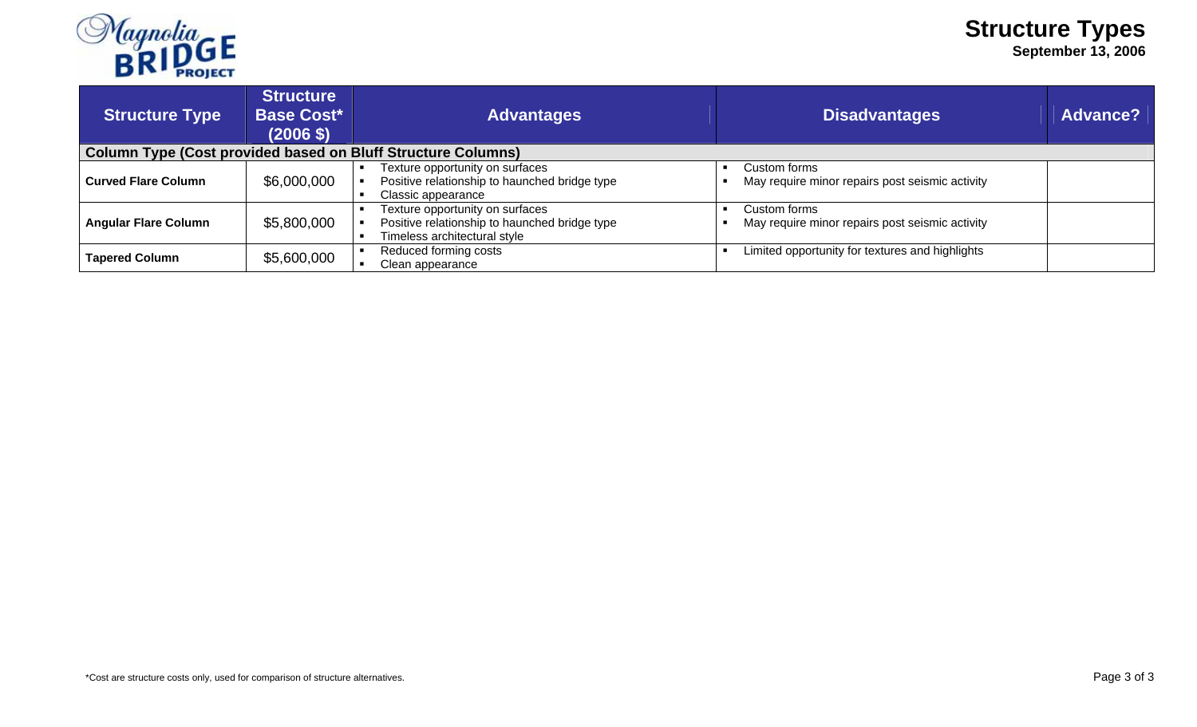# Structure Types

**September 13, 2006**

| Structure Type | Structure Base Cost* (2006 $) | Advantages | Disadvantages | Advance? |
|---|---|---|---|---|
| **Column Type (Cost provided based on Bluff Structure Columns)** | | | | |
| **Curved Flare Column** | $6,000,000 | ▪ Texture opportunity on surfaces<br>▪ Positive relationship to haunched bridge type<br>▪ Classic appearance | ▪ Custom forms<br>▪ May require minor repairs post seismic activity | |
| **Angular Flare Column** | $5,800,000 | ▪ Texture opportunity on surfaces<br>▪ Positive relationship to haunched bridge type<br>▪ Timeless architectural style | ▪ Custom forms<br>▪ May require minor repairs post seismic activity | |
| **Tapered Column** | $5,600,000 | ▪ Reduced forming costs<br>▪ Clean appearance | ▪ Limited opportunity for textures and highlights | |

*Cost are structure costs only, used for comparison of structure alternatives.